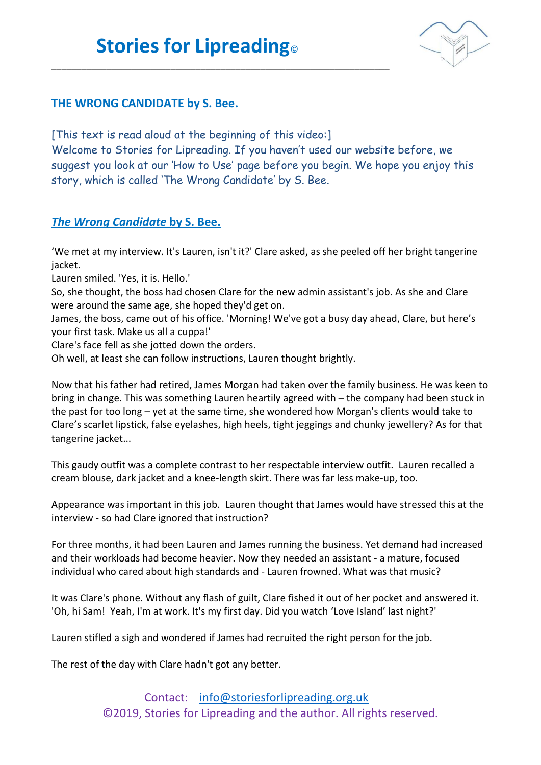# Stories for Lipreading©

## THE WRONG CANDIDATE by S. Bee.

[This text is read aloud at the beginning of this video:]
Welcome to Stories for Lipreading. If you haven't used our website before, we suggest you look at our 'How to Use' page before you begin. We hope you enjoy this story, which is called 'The Wrong Candidate' by S. Bee.

## *The Wrong Candidate* by S. Bee.

'We met at my interview. It's Lauren, isn't it?' Clare asked, as she peeled off her bright tangerine jacket.
Lauren smiled. 'Yes, it is. Hello.'
So, she thought, the boss had chosen Clare for the new admin assistant's job. As she and Clare were around the same age, she hoped they'd get on.
James, the boss, came out of his office. 'Morning! We've got a busy day ahead, Clare, but here's your first task. Make us all a cuppa!'
Clare's face fell as she jotted down the orders.
Oh well, at least she can follow instructions, Lauren thought brightly.

Now that his father had retired, James Morgan had taken over the family business. He was keen to bring in change. This was something Lauren heartily agreed with – the company had been stuck in the past for too long – yet at the same time, she wondered how Morgan's clients would take to Clare's scarlet lipstick, false eyelashes, high heels, tight jeggings and chunky jewellery? As for that tangerine jacket...

This gaudy outfit was a complete contrast to her respectable interview outfit. Lauren recalled a cream blouse, dark jacket and a knee-length skirt. There was far less make-up, too.

Appearance was important in this job. Lauren thought that James would have stressed this at the interview - so had Clare ignored that instruction?

For three months, it had been Lauren and James running the business. Yet demand had increased and their workloads had become heavier. Now they needed an assistant - a mature, focused individual who cared about high standards and - Lauren frowned. What was that music?

It was Clare's phone. Without any flash of guilt, Clare fished it out of her pocket and answered it. 'Oh, hi Sam! Yeah, I'm at work. It's my first day. Did you watch 'Love Island' last night?'

Lauren stifled a sigh and wondered if James had recruited the right person for the job.

The rest of the day with Clare hadn't got any better.

Contact: info@storiesforlipreading.org.uk
©2019, Stories for Lipreading and the author. All rights reserved.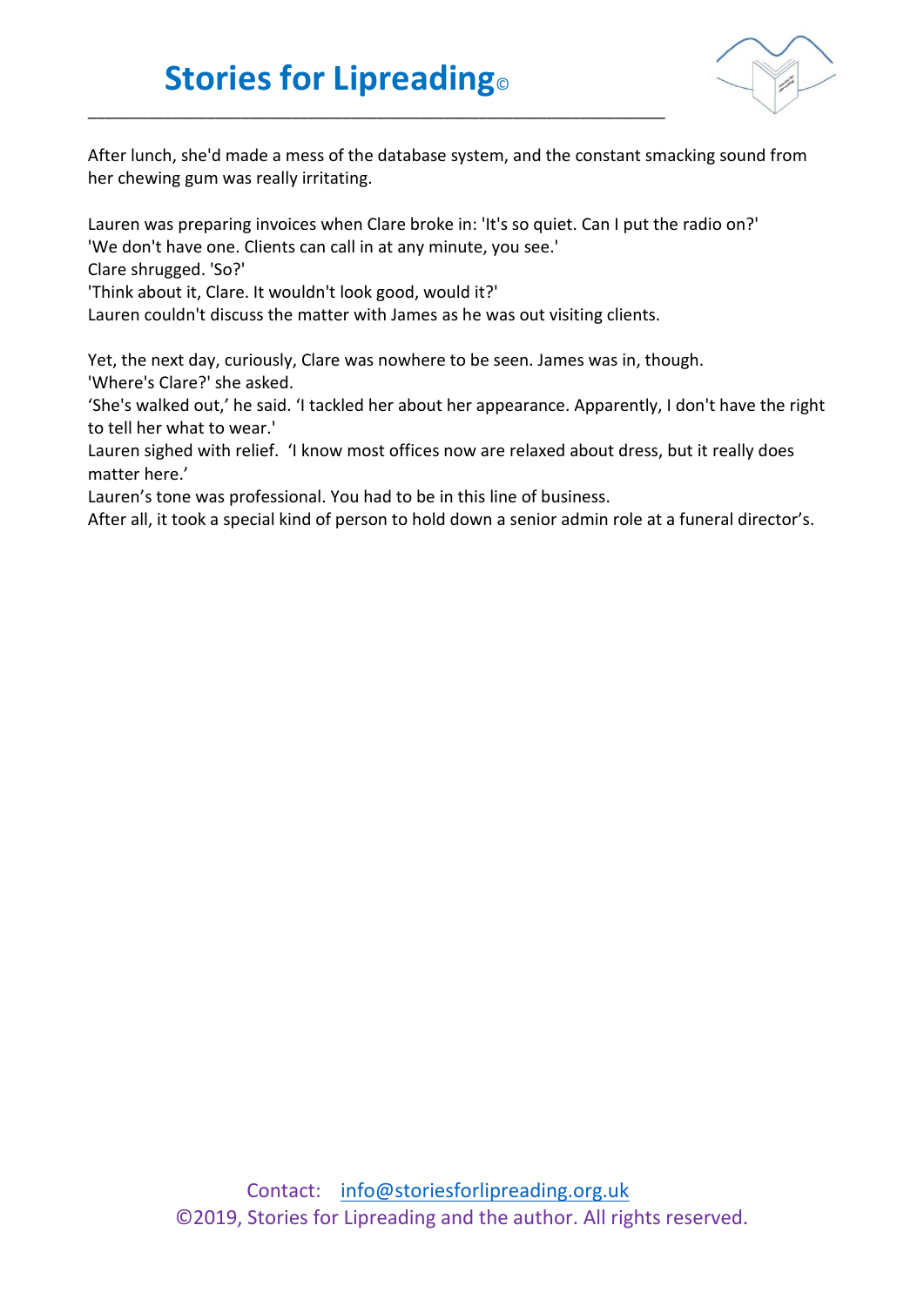After lunch, she'd made a mess of the database system, and the constant smacking sound from her chewing gum was really irritating.

Lauren was preparing invoices when Clare broke in: 'It's so quiet. Can I put the radio on?'
'We don't have one. Clients can call in at any minute, you see.'
Clare shrugged. 'So?'
'Think about it, Clare. It wouldn't look good, would it?'
Lauren couldn't discuss the matter with James as he was out visiting clients.

Yet, the next day, curiously, Clare was nowhere to be seen. James was in, though.
'Where's Clare?' she asked.
'She's walked out,' he said. 'I tackled her about her appearance. Apparently, I don't have the right to tell her what to wear.'
Lauren sighed with relief. 'I know most offices now are relaxed about dress, but it really does matter here.'
Lauren's tone was professional. You had to be in this line of business.
After all, it took a special kind of person to hold down a senior admin role at a funeral director's.